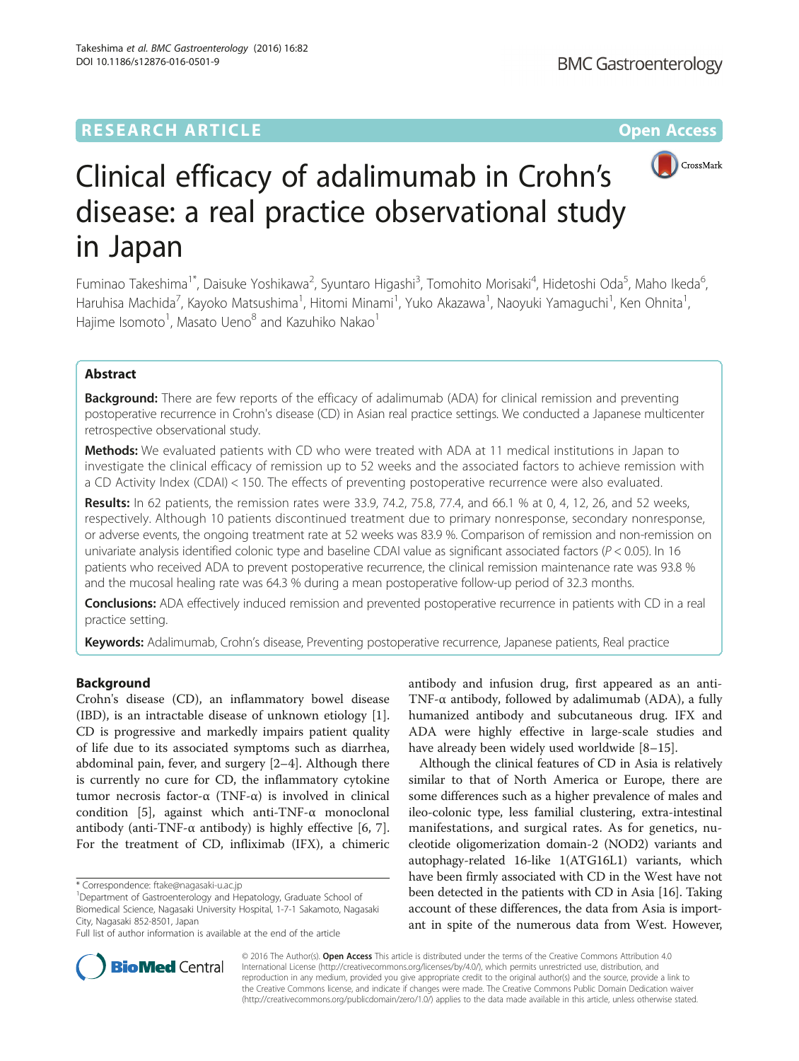RESEARCH ARTICLE

Open Access

# Clinical efficacy of adalimumab in Crohn's disease: a real practice observational study in Japan

Fuminao Takeshima[1*], Daisuke Yoshikawa[2], Syuntaro Higashi[3], Tomohito Morisaki[4], Hidetoshi Oda[5], Maho Ikeda[6], Haruhisa Machida[7], Kayoko Matsushima[1], Hitomi Minami[1], Yuko Akazawa[1], Naoyuki Yamaguchi[1], Ken Ohnita[1], Hajime Isomoto[1], Masato Ueno[8] and Kazuhiko Nakao[1]

## Abstract

**Background:** There are few reports of the efficacy of adalimumab (ADA) for clinical remission and preventing postoperative recurrence in Crohn's disease (CD) in Asian real practice settings. We conducted a Japanese multicenter retrospective observational study.

**Methods:** We evaluated patients with CD who were treated with ADA at 11 medical institutions in Japan to investigate the clinical efficacy of remission up to 52 weeks and the associated factors to achieve remission with a CD Activity Index (CDAI) < 150. The effects of preventing postoperative recurrence were also evaluated.

**Results:** In 62 patients, the remission rates were 33.9, 74.2, 75.8, 77.4, and 66.1 % at 0, 4, 12, 26, and 52 weeks, respectively. Although 10 patients discontinued treatment due to primary nonresponse, secondary nonresponse, or adverse events, the ongoing treatment rate at 52 weeks was 83.9 %. Comparison of remission and non-remission on univariate analysis identified colonic type and baseline CDAI value as significant associated factors ($P < 0.05$). In 16 patients who received ADA to prevent postoperative recurrence, the clinical remission maintenance rate was 93.8 % and the mucosal healing rate was 64.3 % during a mean postoperative follow-up period of 32.3 months.

**Conclusions:** ADA effectively induced remission and prevented postoperative recurrence in patients with CD in a real practice setting.

**Keywords:** Adalimumab, Crohn's disease, Preventing postoperative recurrence, Japanese patients, Real practice

## Background

Crohn's disease (CD), an inflammatory bowel disease (IBD), is an intractable disease of unknown etiology [1]. CD is progressive and markedly impairs patient quality of life due to its associated symptoms such as diarrhea, abdominal pain, fever, and surgery [2–4]. Although there is currently no cure for CD, the inflammatory cytokine tumor necrosis factor-α (TNF-α) is involved in clinical condition [5], against which anti-TNF-α monoclonal antibody (anti-TNF-α antibody) is highly effective [6, 7]. For the treatment of CD, infliximab (IFX), a chimeric antibody and infusion drug, first appeared as an anti-TNF-α antibody, followed by adalimumab (ADA), a fully humanized antibody and subcutaneous drug. IFX and ADA were highly effective in large-scale studies and have already been widely used worldwide [8–15].

Although the clinical features of CD in Asia is relatively similar to that of North America or Europe, there are some differences such as a higher prevalence of males and ileo-colonic type, less familial clustering, extra-intestinal manifestations, and surgical rates. As for genetics, nucleotide oligomerization domain-2 (NOD2) variants and autophagy-related 16-like 1(ATG16L1) variants, which have been firmly associated with CD in the West have not been detected in the patients with CD in Asia [16]. Taking account of these differences, the data from Asia is important in spite of the numerous data from West. However,

* Correspondence: ftake@nagasaki-u.ac.jp
[1]Department of Gastroenterology and Hepatology, Graduate School of Biomedical Science, Nagasaki University Hospital, 1-7-1 Sakamoto, Nagasaki City, Nagasaki 852-8501, Japan
Full list of author information is available at the end of the article

© 2016 The Author(s). **Open Access** This article is distributed under the terms of the Creative Commons Attribution 4.0 International License (http://creativecommons.org/licenses/by/4.0/), which permits unrestricted use, distribution, and reproduction in any medium, provided you give appropriate credit to the original author(s) and the source, provide a link to the Creative Commons license, and indicate if changes were made. The Creative Commons Public Domain Dedication waiver (http://creativecommons.org/publicdomain/zero/1.0/) applies to the data made available in this article, unless otherwise stated.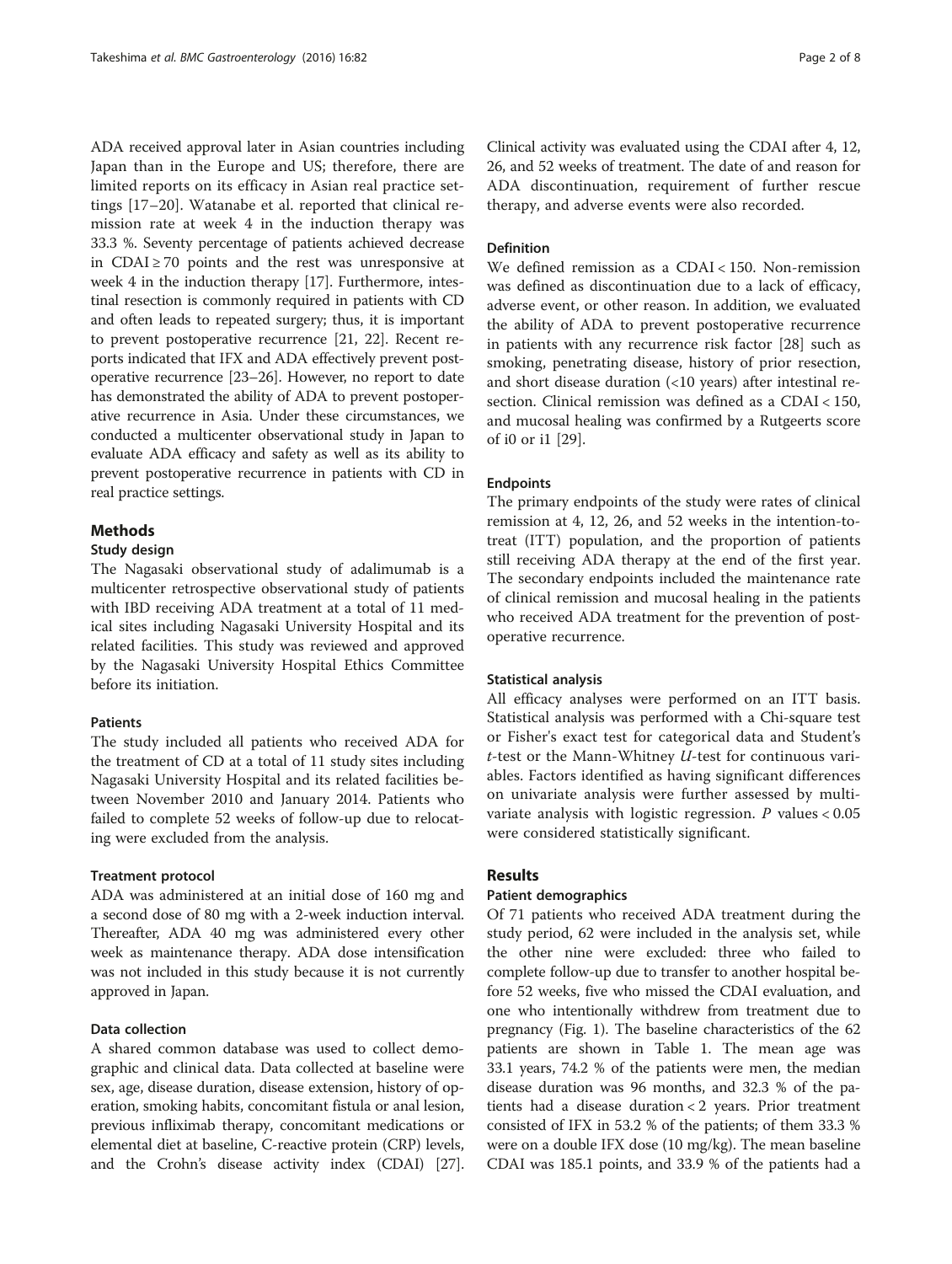ADA received approval later in Asian countries including Japan than in the Europe and US; therefore, there are limited reports on its efficacy in Asian real practice settings [17–20]. Watanabe et al. reported that clinical remission rate at week 4 in the induction therapy was 33.3 %. Seventy percentage of patients achieved decrease in CDAI ≥ 70 points and the rest was unresponsive at week 4 in the induction therapy [17]. Furthermore, intestinal resection is commonly required in patients with CD and often leads to repeated surgery; thus, it is important to prevent postoperative recurrence [21, 22]. Recent reports indicated that IFX and ADA effectively prevent postoperative recurrence [23–26]. However, no report to date has demonstrated the ability of ADA to prevent postoperative recurrence in Asia. Under these circumstances, we conducted a multicenter observational study in Japan to evaluate ADA efficacy and safety as well as its ability to prevent postoperative recurrence in patients with CD in real practice settings.

## Methods

### Study design

The Nagasaki observational study of adalimumab is a multicenter retrospective observational study of patients with IBD receiving ADA treatment at a total of 11 medical sites including Nagasaki University Hospital and its related facilities. This study was reviewed and approved by the Nagasaki University Hospital Ethics Committee before its initiation.

#### Patients

The study included all patients who received ADA for the treatment of CD at a total of 11 study sites including Nagasaki University Hospital and its related facilities between November 2010 and January 2014. Patients who failed to complete 52 weeks of follow-up due to relocating were excluded from the analysis.

#### Treatment protocol

ADA was administered at an initial dose of 160 mg and a second dose of 80 mg with a 2-week induction interval. Thereafter, ADA 40 mg was administered every other week as maintenance therapy. ADA dose intensification was not included in this study because it is not currently approved in Japan.

#### Data collection

A shared common database was used to collect demographic and clinical data. Data collected at baseline were sex, age, disease duration, disease extension, history of operation, smoking habits, concomitant fistula or anal lesion, previous infliximab therapy, concomitant medications or elemental diet at baseline, C-reactive protein (CRP) levels, and the Crohn's disease activity index (CDAI) [27]. Clinical activity was evaluated using the CDAI after 4, 12, 26, and 52 weeks of treatment. The date of and reason for ADA discontinuation, requirement of further rescue therapy, and adverse events were also recorded.

#### Definition

We defined remission as a CDAI < 150. Non-remission was defined as discontinuation due to a lack of efficacy, adverse event, or other reason. In addition, we evaluated the ability of ADA to prevent postoperative recurrence in patients with any recurrence risk factor [28] such as smoking, penetrating disease, history of prior resection, and short disease duration (<10 years) after intestinal resection. Clinical remission was defined as a CDAI < 150, and mucosal healing was confirmed by a Rutgeerts score of i0 or i1 [29].

#### Endpoints

The primary endpoints of the study were rates of clinical remission at 4, 12, 26, and 52 weeks in the intention-to-treat (ITT) population, and the proportion of patients still receiving ADA therapy at the end of the first year. The secondary endpoints included the maintenance rate of clinical remission and mucosal healing in the patients who received ADA treatment for the prevention of postoperative recurrence.

#### Statistical analysis

All efficacy analyses were performed on an ITT basis. Statistical analysis was performed with a Chi-square test or Fisher's exact test for categorical data and Student's *t*-test or the Mann-Whitney *U*-test for continuous variables. Factors identified as having significant differences on univariate analysis were further assessed by multivariate analysis with logistic regression. *P* values < 0.05 were considered statistically significant.

## Results

### Patient demographics

Of 71 patients who received ADA treatment during the study period, 62 were included in the analysis set, while the other nine were excluded: three who failed to complete follow-up due to transfer to another hospital before 52 weeks, five who missed the CDAI evaluation, and one who intentionally withdrew from treatment due to pregnancy (Fig. 1). The baseline characteristics of the 62 patients are shown in Table 1. The mean age was 33.1 years, 74.2 % of the patients were men, the median disease duration was 96 months, and 32.3 % of the patients had a disease duration < 2 years. Prior treatment consisted of IFX in 53.2 % of the patients; of them 33.3 % were on a double IFX dose (10 mg/kg). The mean baseline CDAI was 185.1 points, and 33.9 % of the patients had a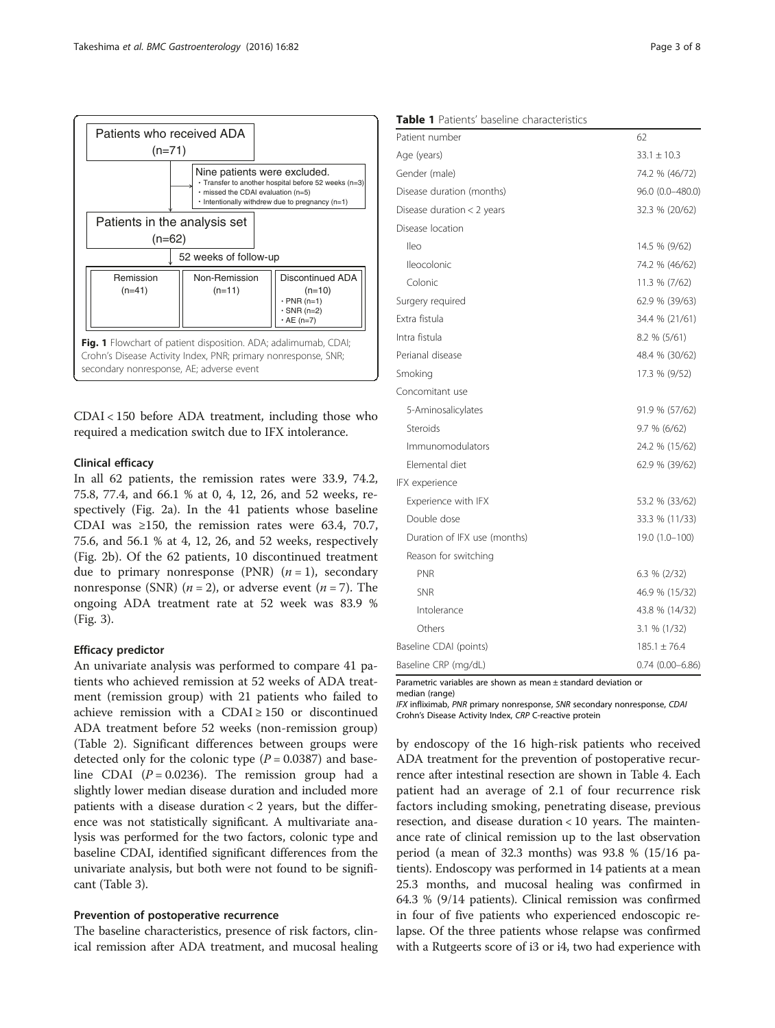Patients who received ADA (n=71)

Nine patients were excluded.
- Transfer to another hospital before 52 weeks (n=3)
- missed the CDAI evaluation (n=5)
- Intentionally withdrew due to pregnancy (n=1)

Patients in the analysis set (n=62)

52 weeks of follow-up

| Remission (n=41) | Non-Remission (n=11) | Discontinued ADA (n=10) · PNR (n=1) · SNR (n=2) · AE (n=7) |
|---|---|---|

**Fig. 1** Flowchart of patient disposition. ADA; adalimumab, CDAI; Crohn's Disease Activity Index, PNR; primary nonresponse, SNR; secondary nonresponse, AE; adverse event

CDAI < 150 before ADA treatment, including those who required a medication switch due to IFX intolerance.

### Clinical efficacy

In all 62 patients, the remission rates were 33.9, 74.2, 75.8, 77.4, and 66.1 % at 0, 4, 12, 26, and 52 weeks, respectively (Fig. 2a). In the 41 patients whose baseline CDAI was ≥150, the remission rates were 63.4, 70.7, 75.6, and 56.1 % at 4, 12, 26, and 52 weeks, respectively (Fig. 2b). Of the 62 patients, 10 discontinued treatment due to primary nonresponse (PNR) ($n = 1$), secondary nonresponse (SNR) ($n = 2$), or adverse event ($n = 7$). The ongoing ADA treatment rate at 52 week was 83.9 % (Fig. 3).

### Efficacy predictor

An univariate analysis was performed to compare 41 patients who achieved remission at 52 weeks of ADA treatment (remission group) with 21 patients who failed to achieve remission with a CDAI ≥ 150 or discontinued ADA treatment before 52 weeks (non-remission group) (Table 2). Significant differences between groups were detected only for the colonic type ($P = 0.0387$) and baseline CDAI ($P = 0.0236$). The remission group had a slightly lower median disease duration and included more patients with a disease duration < 2 years, but the difference was not statistically significant. A multivariate analysis was performed for the two factors, colonic type and baseline CDAI, identified significant differences from the univariate analysis, but both were not found to be significant (Table 3).

### Prevention of postoperative recurrence

The baseline characteristics, presence of risk factors, clinical remission after ADA treatment, and mucosal healing by endoscopy of the 16 high-risk patients who received ADA treatment for the prevention of postoperative recurrence after intestinal resection are shown in Table 4. Each patient had an average of 2.1 of four recurrence risk factors including smoking, penetrating disease, previous resection, and disease duration < 10 years. The maintenance rate of clinical remission up to the last observation period (a mean of 32.3 months) was 93.8 % (15/16 patients). Endoscopy was performed in 14 patients at a mean 25.3 months, and mucosal healing was confirmed in 64.3 % (9/14 patients). Clinical remission was confirmed in four of five patients who experienced endoscopic relapse. Of the three patients whose relapse was confirmed with a Rutgeerts score of i3 or i4, two had experience with

**Table 1** Patients' baseline characteristics

| | |
|---|---|
| Patient number | 62 |
| Age (years) | 33.1 ± 10.3 |
| Gender (male) | 74.2 % (46/72) |
| Disease duration (months) | 96.0 (0.0–480.0) |
| Disease duration < 2 years | 32.3 % (20/62) |
| Disease location | |
| Ileo | 14.5 % (9/62) |
| Ileocolonic | 74.2 % (46/62) |
| Colonic | 11.3 % (7/62) |
| Surgery required | 62.9 % (39/63) |
| Extra fistula | 34.4 % (21/61) |
| Intra fistula | 8.2 % (5/61) |
| Perianal disease | 48.4 % (30/62) |
| Smoking | 17.3 % (9/52) |
| Concomitant use | |
| 5-Aminosalicylates | 91.9 % (57/62) |
| Steroids | 9.7 % (6/62) |
| Immunomodulators | 24.2 % (15/62) |
| Elemental diet | 62.9 % (39/62) |
| IFX experience | |
| Experience with IFX | 53.2 % (33/62) |
| Double dose | 33.3 % (11/33) |
| Duration of IFX use (months) | 19.0 (1.0–100) |
| Reason for switching | |
| PNR | 6.3 % (2/32) |
| SNR | 46.9 % (15/32) |
| Intolerance | 43.8 % (14/32) |
| Others | 3.1 % (1/32) |
| Baseline CDAI (points) | 185.1 ± 76.4 |
| Baseline CRP (mg/dL) | 0.74 (0.00–6.86) |

Parametric variables are shown as mean ± standard deviation or median (range)

*IFX* infliximab, *PNR* primary nonresponse, *SNR* secondary nonresponse, *CDAI* Crohn's Disease Activity Index, *CRP* C-reactive protein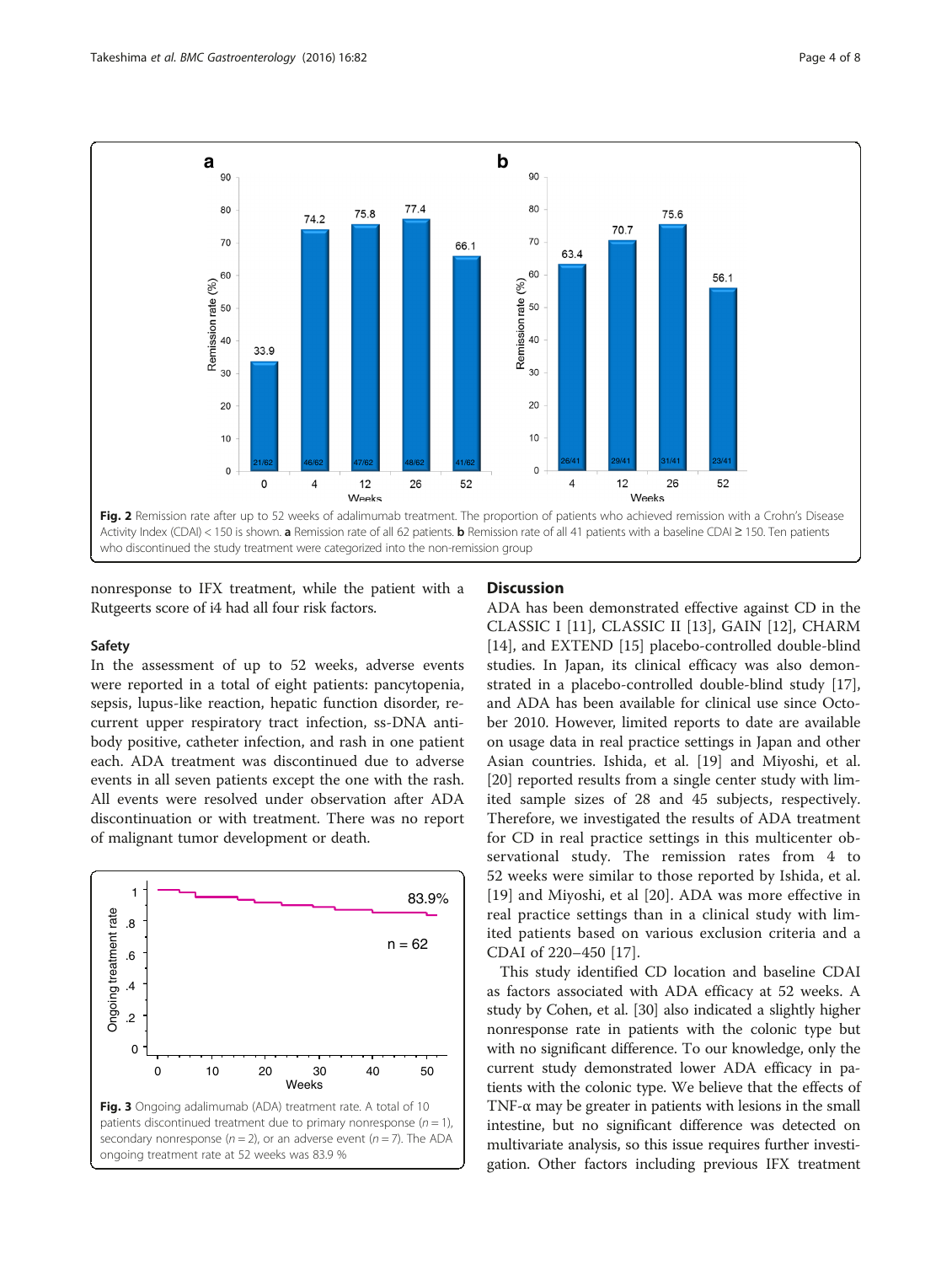Fig. 2 Remission rate after up to 52 weeks of adalimumab treatment. The proportion of patients who achieved remission with a Crohn's Disease Activity Index (CDAI) < 150 is shown. **a** Remission rate of all 62 patients. **b** Remission rate of all 41 patients with a baseline CDAI ≥ 150. Ten patients who discontinued the study treatment were categorized into the non-remission group

nonresponse to IFX treatment, while the patient with a Rutgeerts score of i4 had all four risk factors.

### Safety

In the assessment of up to 52 weeks, adverse events were reported in a total of eight patients: pancytopenia, sepsis, lupus-like reaction, hepatic function disorder, recurrent upper respiratory tract infection, ss-DNA antibody positive, catheter infection, and rash in one patient each. ADA treatment was discontinued due to adverse events in all seven patients except the one with the rash. All events were resolved under observation after ADA discontinuation or with treatment. There was no report of malignant tumor development or death.

Fig. 3 Ongoing adalimumab (ADA) treatment rate. A total of 10 patients discontinued treatment due to primary nonresponse ($n = 1$), secondary nonresponse ($n = 2$), or an adverse event ($n = 7$). The ADA ongoing treatment rate at 52 weeks was 83.9 %

## Discussion

ADA has been demonstrated effective against CD in the CLASSIC I [11], CLASSIC II [13], GAIN [12], CHARM [14], and EXTEND [15] placebo-controlled double-blind studies. In Japan, its clinical efficacy was also demonstrated in a placebo-controlled double-blind study [17], and ADA has been available for clinical use since October 2010. However, limited reports to date are available on usage data in real practice settings in Japan and other Asian countries. Ishida, et al. [19] and Miyoshi, et al. [20] reported results from a single center study with limited sample sizes of 28 and 45 subjects, respectively. Therefore, we investigated the results of ADA treatment for CD in real practice settings in this multicenter observational study. The remission rates from 4 to 52 weeks were similar to those reported by Ishida, et al. [19] and Miyoshi, et al [20]. ADA was more effective in real practice settings than in a clinical study with limited patients based on various exclusion criteria and a CDAI of 220–450 [17].

This study identified CD location and baseline CDAI as factors associated with ADA efficacy at 52 weeks. A study by Cohen, et al. [30] also indicated a slightly higher nonresponse rate in patients with the colonic type but with no significant difference. To our knowledge, only the current study demonstrated lower ADA efficacy in patients with the colonic type. We believe that the effects of TNF-α may be greater in patients with lesions in the small intestine, but no significant difference was detected on multivariate analysis, so this issue requires further investigation. Other factors including previous IFX treatment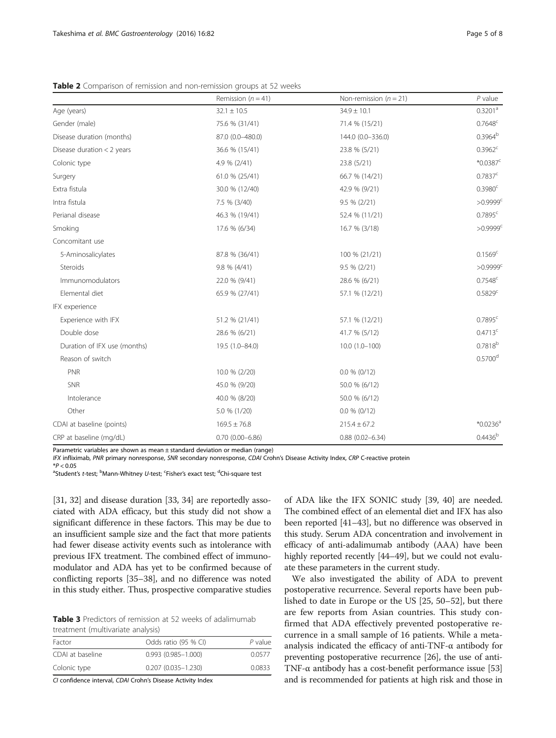**Table 2** Comparison of remission and non-remission groups at 52 weeks

| | Remission ($n = 41$) | Non-remission ($n = 21$) | $P$ value |
|---|---|---|---|
| Age (years) | 32.1 ± 10.5 | 34.9 ± 10.1 | 0.3201[a] |
| Gender (male) | 75.6 % (31/41) | 71.4 % (15/21) | 0.7648[c] |
| Disease duration (months) | 87.0 (0.0–480.0) | 144.0 (0.0–336.0) | 0.3964[b] |
| Disease duration < 2 years | 36.6 % (15/41) | 23.8 % (5/21) | 0.3962[c] |
| Colonic type | 4.9 % (2/41) | 23.8 (5/21) | *0.0387[c] |
| Surgery | 61.0 % (25/41) | 66.7 % (14/21) | 0.7837[c] |
| Extra fistula | 30.0 % (12/40) | 42.9 % (9/21) | 0.3980[c] |
| Intra fistula | 7.5 % (3/40) | 9.5 % (2/21) | >0.9999[c] |
| Perianal disease | 46.3 % (19/41) | 52.4 % (11/21) | 0.7895[c] |
| Smoking | 17.6 % (6/34) | 16.7 % (3/18) | >0.9999[c] |
| Concomitant use | | | |
| 5-Aminosalicylates | 87.8 % (36/41) | 100 % (21/21) | 0.1569[c] |
| Steroids | 9.8 % (4/41) | 9.5 % (2/21) | >0.9999[c] |
| Immunomodulators | 22.0 % (9/41) | 28.6 % (6/21) | 0.7548[c] |
| Elemental diet | 65.9 % (27/41) | 57.1 % (12/21) | 0.5829[c] |
| IFX experience | | | |
| Experience with IFX | 51.2 % (21/41) | 57.1 % (12/21) | 0.7895[c] |
| Double dose | 28.6 % (6/21) | 41.7 % (5/12) | 0.4713[c] |
| Duration of IFX use (months) | 19.5 (1.0–84.0) | 10.0 (1.0–100) | 0.7818[b] |
| Reason of switch | | | 0.5700[d] |
| PNR | 10.0 % (2/20) | 0.0 % (0/12) | |
| SNR | 45.0 % (9/20) | 50.0 % (6/12) | |
| Intolerance | 40.0 % (8/20) | 50.0 % (6/12) | |
| Other | 5.0 % (1/20) | 0.0 % (0/12) | |
| CDAI at baseline (points) | 169.5 ± 76.8 | 215.4 ± 67.2 | *0.0236[a] |
| CRP at baseline (mg/dL) | 0.70 (0.00–6.86) | 0.88 (0.02–6.34) | 0.4436[b] |

Parametric variables are shown as mean ± standard deviation or median (range)

*IFX* infliximab, *PNR* primary nonresponse, *SNR* secondary nonresponse, *CDAI* Crohn's Disease Activity Index, *CRP* C-reactive protein

*$P < 0.05$

[a]Student's *t*-test; [b]Mann-Whitney *U*-test; [c]Fisher's exact test; [d]Chi-square test

[31, 32] and disease duration [33, 34] are reportedly associated with ADA efficacy, but this study did not show a significant difference in these factors. This may be due to an insufficient sample size and the fact that more patients had fewer disease activity events such as intolerance with previous IFX treatment. The combined effect of immunomodulator and ADA has yet to be confirmed because of conflicting reports [35–38], and no difference was noted in this study either. Thus, prospective comparative studies of ADA like the IFX SONIC study [39, 40] are needed. The combined effect of an elemental diet and IFX has also been reported [41–43], but no difference was observed in this study. Serum ADA concentration and involvement in efficacy of anti-adalimumab antibody (AAA) have been highly reported recently [44–49], but we could not evaluate these parameters in the current study.

**Table 3** Predictors of remission at 52 weeks of adalimumab treatment (multivariate analysis)

| Factor | Odds ratio (95 % CI) | $P$ value |
|---|---|---|
| CDAI at baseline | 0.993 (0.985–1.000) | 0.0577 |
| Colonic type | 0.207 (0.035–1.230) | 0.0833 |

*CI* confidence interval, *CDAI* Crohn's Disease Activity Index

We also investigated the ability of ADA to prevent postoperative recurrence. Several reports have been published to date in Europe or the US [25, 50–52], but there are few reports from Asian countries. This study confirmed that ADA effectively prevented postoperative recurrence in a small sample of 16 patients. While a meta-analysis indicated the efficacy of anti-TNF-α antibody for preventing postoperative recurrence [26], the use of anti-TNF-α antibody has a cost-benefit performance issue [53] and is recommended for patients at high risk and those in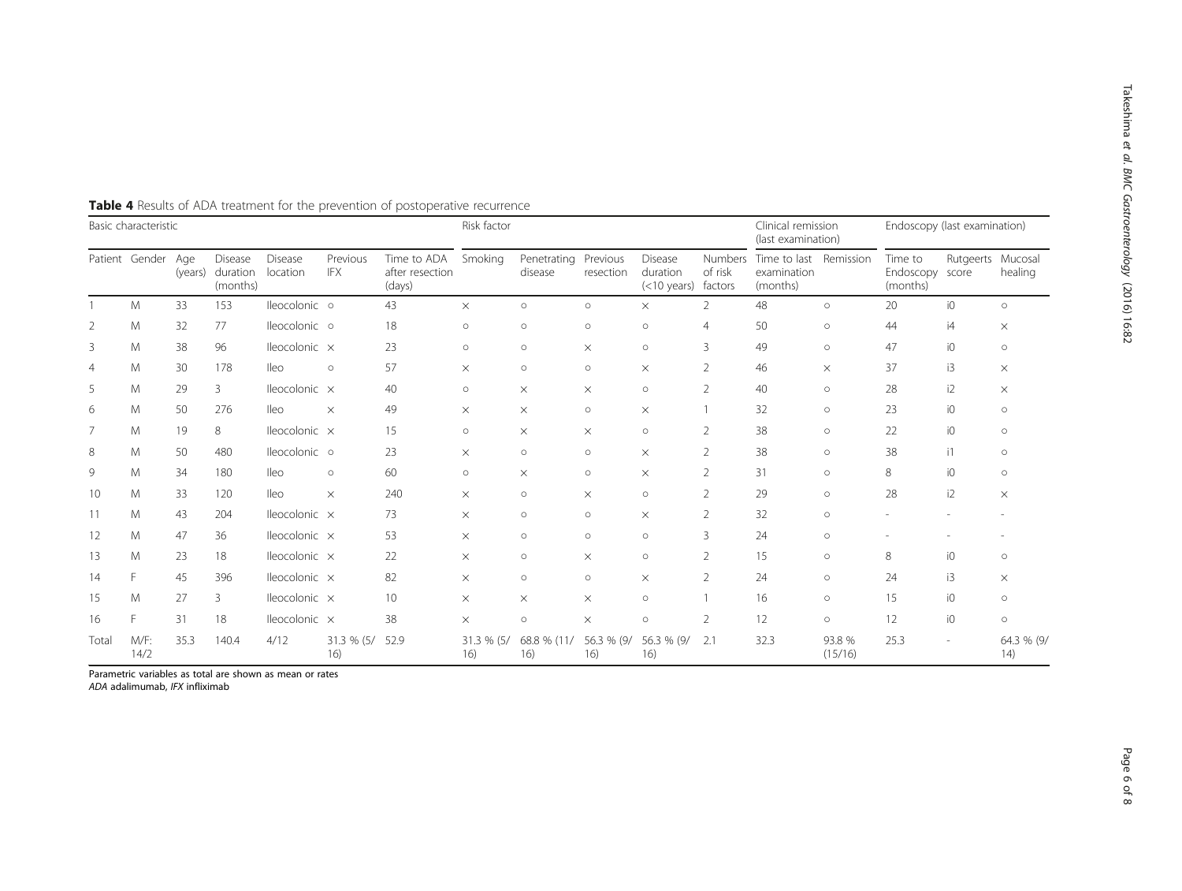**Table 4** Results of ADA treatment for the prevention of postoperative recurrence

| Basic characteristic | | | | | | | Risk factor | | | | | Clinical remission (last examination) | | Endoscopy (last examination) | | |
|---|---|---|---|---|---|---|---|---|---|---|---|---|---|---|---|---|
| Patient | Gender | Age (years) | Disease duration (months) | Disease location | Previous IFX | Time to ADA after resection (days) | Smoking | Penetrating disease | Previous resection | Disease duration (<10 years) | Numbers of risk factors | Time to last examination (months) | Remission | Time to Endoscopy (months) | Rutgeerts score | Mucosal healing |
| 1 | M | 33 | 153 | Ileocolonic | ○ | 43 | × | ○ | ○ | × | 2 | 48 | ○ | 20 | i0 | ○ |
| 2 | M | 32 | 77 | Ileocolonic | ○ | 18 | ○ | ○ | ○ | ○ | 4 | 50 | ○ | 44 | i4 | × |
| 3 | M | 38 | 96 | Ileocolonic | × | 23 | ○ | ○ | × | ○ | 3 | 49 | ○ | 47 | i0 | ○ |
| 4 | M | 30 | 178 | Ileo | ○ | 57 | × | ○ | ○ | × | 2 | 46 | × | 37 | i3 | × |
| 5 | M | 29 | 3 | Ileocolonic | × | 40 | ○ | × | × | ○ | 2 | 40 | ○ | 28 | i2 | × |
| 6 | M | 50 | 276 | Ileo | × | 49 | × | × | ○ | × | 1 | 32 | ○ | 23 | i0 | ○ |
| 7 | M | 19 | 8 | Ileocolonic | × | 15 | ○ | × | × | ○ | 2 | 38 | ○ | 22 | i0 | ○ |
| 8 | M | 50 | 480 | Ileocolonic | ○ | 23 | × | ○ | ○ | × | 2 | 38 | ○ | 38 | i1 | ○ |
| 9 | M | 34 | 180 | Ileo | ○ | 60 | ○ | × | ○ | × | 2 | 31 | ○ | 8 | i0 | ○ |
| 10 | M | 33 | 120 | Ileo | × | 240 | × | ○ | × | ○ | 2 | 29 | ○ | 28 | i2 | × |
| 11 | M | 43 | 204 | Ileocolonic | × | 73 | × | ○ | ○ | × | 2 | 32 | ○ | - | - | - |
| 12 | M | 47 | 36 | Ileocolonic | × | 53 | × | ○ | ○ | ○ | 3 | 24 | ○ | - | - | - |
| 13 | M | 23 | 18 | Ileocolonic | × | 22 | × | ○ | × | ○ | 2 | 15 | ○ | 8 | i0 | ○ |
| 14 | F | 45 | 396 | Ileocolonic | × | 82 | × | ○ | ○ | × | 2 | 24 | ○ | 24 | i3 | × |
| 15 | M | 27 | 3 | Ileocolonic | × | 10 | × | × | × | ○ | 1 | 16 | ○ | 15 | i0 | ○ |
| 16 | F | 31 | 18 | Ileocolonic | × | 38 | × | ○ | × | ○ | 2 | 12 | ○ | 12 | i0 | ○ |
| Total | M/F: 14/2 | 35.3 | 140.4 | 4/12 | 31.3 % (5/16) | 52.9 | 31.3 % (5/16) | 68.8 % (11/16) | 56.3 % (9/16) | 56.3 % (9/16) | 2.1 | 32.3 | 93.8 % (15/16) | 25.3 | - | 64.3 % (9/14) |

Parametric variables as total are shown as mean or rates
*ADA* adalimumab, *IFX* infliximab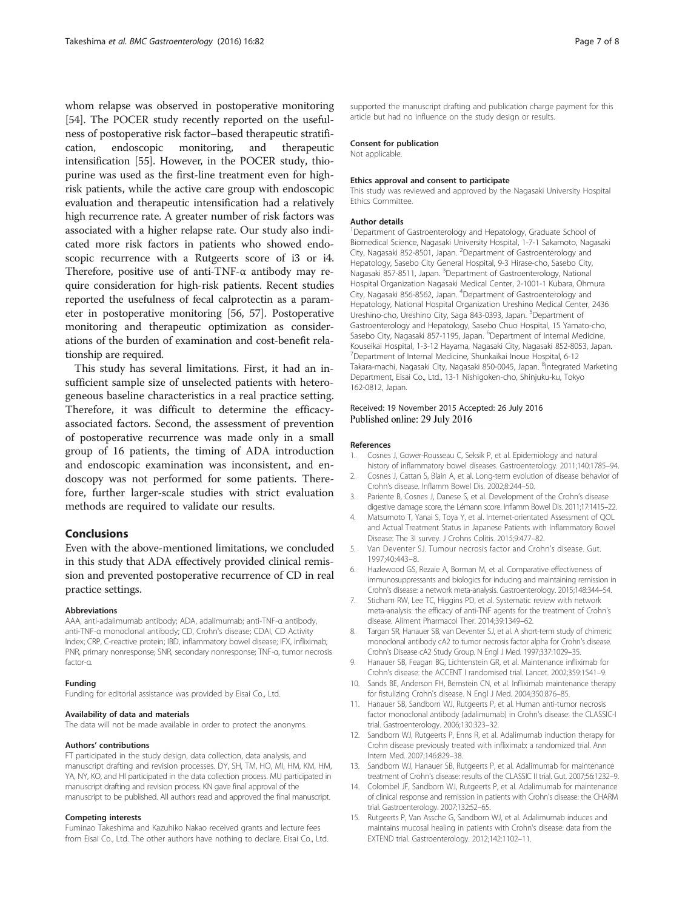whom relapse was observed in postoperative monitoring [54]. The POCER study recently reported on the usefulness of postoperative risk factor–based therapeutic stratification, endoscopic monitoring, and therapeutic intensification [55]. However, in the POCER study, thiopurine was used as the first-line treatment even for high-risk patients, while the active care group with endoscopic evaluation and therapeutic intensification had a relatively high recurrence rate. A greater number of risk factors was associated with a higher relapse rate. Our study also indicated more risk factors in patients who showed endoscopic recurrence with a Rutgeerts score of i3 or i4. Therefore, positive use of anti-TNF-α antibody may require consideration for high-risk patients. Recent studies reported the usefulness of fecal calprotectin as a parameter in postoperative monitoring [56, 57]. Postoperative monitoring and therapeutic optimization as considerations of the burden of examination and cost-benefit relationship are required.

This study has several limitations. First, it had an insufficient sample size of unselected patients with heterogeneous baseline characteristics in a real practice setting. Therefore, it was difficult to determine the efficacy-associated factors. Second, the assessment of prevention of postoperative recurrence was made only in a small group of 16 patients, the timing of ADA introduction and endoscopic examination was inconsistent, and endoscopy was not performed for some patients. Therefore, further larger-scale studies with strict evaluation methods are required to validate our results.

## Conclusions

Even with the above-mentioned limitations, we concluded in this study that ADA effectively provided clinical remission and prevented postoperative recurrence of CD in real practice settings.

#### Abbreviations

AAA, anti-adalimumab antibody; ADA, adalimumab; anti-TNF-α antibody, anti-TNF-α monoclonal antibody; CD, Crohn's disease; CDAI, CD Activity Index; CRP, C-reactive protein; IBD, inflammatory bowel disease; IFX, infliximab; PNR, primary nonresponse; SNR, secondary nonresponse; TNF-α, tumor necrosis factor-α.

#### Funding

Funding for editorial assistance was provided by Eisai Co., Ltd.

#### Availability of data and materials

The data will not be made available in order to protect the anonyms.

#### Authors' contributions

FT participated in the study design, data collection, data analysis, and manuscript drafting and revision processes. DY, SH, TM, HO, MI, HM, KM, HM, YA, NY, KO, and HI participated in the data collection process. MU participated in manuscript drafting and revision process. KN gave final approval of the manuscript to be published. All authors read and approved the final manuscript.

#### Competing interests

Fuminao Takeshima and Kazuhiko Nakao received grants and lecture fees from Eisai Co., Ltd. The other authors have nothing to declare. Eisai Co., Ltd. supported the manuscript drafting and publication charge payment for this article but had no influence on the study design or results.

#### Consent for publication

Not applicable.

#### Ethics approval and consent to participate

This study was reviewed and approved by the Nagasaki University Hospital Ethics Committee.

#### Author details

[1]Department of Gastroenterology and Hepatology, Graduate School of Biomedical Science, Nagasaki University Hospital, 1-7-1 Sakamoto, Nagasaki City, Nagasaki 852-8501, Japan. [2]Department of Gastroenterology and Hepatology, Sasebo City General Hospital, 9-3 Hirase-cho, Sasebo City, Nagasaki 857-8511, Japan. [3]Department of Gastroenterology, National Hospital Organization Nagasaki Medical Center, 2-1001-1 Kubara, Ohmura City, Nagasaki 856-8562, Japan. [4]Department of Gastroenterology and Hepatology, National Hospital Organization Ureshino Medical Center, 2436 Ureshino-cho, Ureshino City, Saga 843-0393, Japan. [5]Department of Gastroenterology and Hepatology, Sasebo Chuo Hospital, 15 Yamato-cho, Sasebo City, Nagasaki 857-1195, Japan. [6]Department of Internal Medicine, Kouseikai Hospital, 1-3-12 Hayama, Nagasaki City, Nagasaki 852-8053, Japan. [7]Department of Internal Medicine, Shunkaikai Inoue Hospital, 6-12 Takara-machi, Nagasaki City, Nagasaki 850-0045, Japan. [8]Integrated Marketing Department, Eisai Co., Ltd., 13-1 Nishigoken-cho, Shinjuku-ku, Tokyo 162-0812, Japan.

Received: 19 November 2015 Accepted: 26 July 2016
Published online: 29 July 2016

#### References

1. Cosnes J, Gower-Rousseau C, Seksik P, et al. Epidemiology and natural history of inflammatory bowel diseases. Gastroenterology. 2011;140:1785–94.
2. Cosnes J, Cattan S, Blain A, et al. Long-term evolution of disease behavior of Crohn's disease. Inflamm Bowel Dis. 2002;8:244–50.
3. Pariente B, Cosnes J, Danese S, et al. Development of the Crohn's disease digestive damage score, the Lémann score. Inflamm Bowel Dis. 2011;17:1415–22.
4. Matsumoto T, Yanai S, Toya Y, et al. Internet-orientated Assessment of QOL and Actual Treatment Status in Japanese Patients with Inflammatory Bowel Disease: The 3I survey. J Crohns Colitis. 2015;9:477–82.
5. Van Deventer SJ. Tumour necrosis factor and Crohn's disease. Gut. 1997;40:443–8.
6. Hazlewood GS, Rezaie A, Borman M, et al. Comparative effectiveness of immunosuppressants and biologics for inducing and maintaining remission in Crohn's disease: a network meta-analysis. Gastroenterology. 2015;148:344–54.
7. Stidham RW, Lee TC, Higgins PD, et al. Systematic review with network meta-analysis: the efficacy of anti-TNF agents for the treatment of Crohn's disease. Aliment Pharmacol Ther. 2014;39:1349–62.
8. Targan SR, Hanauer SB, van Deventer SJ, et al. A short-term study of chimeric monoclonal antibody cA2 to tumor necrosis factor alpha for Crohn's disease. Crohn's Disease cA2 Study Group. N Engl J Med. 1997;337:1029–35.
9. Hanauer SB, Feagan BG, Lichtenstein GR, et al. Maintenance infliximab for Crohn's disease: the ACCENT I randomised trial. Lancet. 2002;359:1541–9.
10. Sands BE, Anderson FH, Bernstein CN, et al. Infliximab maintenance therapy for fistulizing Crohn's disease. N Engl J Med. 2004;350:876–85.
11. Hanauer SB, Sandborn WJ, Rutgeerts P, et al. Human anti-tumor necrosis factor monoclonal antibody (adalimumab) in Crohn's disease: the CLASSIC-I trial. Gastroenterology. 2006;130:323–32.
12. Sandborn WJ, Rutgeerts P, Enns R, et al. Adalimumab induction therapy for Crohn disease previously treated with infliximab: a randomized trial. Ann Intern Med. 2007;146:829–38.
13. Sandborn WJ, Hanauer SB, Rutgeerts P, et al. Adalimumab for maintenance treatment of Crohn's disease: results of the CLASSIC II trial. Gut. 2007;56:1232–9.
14. Colombel JF, Sandborn WJ, Rutgeerts P, et al. Adalimumab for maintenance of clinical response and remission in patients with Crohn's disease: the CHARM trial. Gastroenterology. 2007;132:52–65.
15. Rutgeerts P, Van Assche G, Sandborn WJ, et al. Adalimumab induces and maintains mucosal healing in patients with Crohn's disease: data from the EXTEND trial. Gastroenterology. 2012;142:1102–11.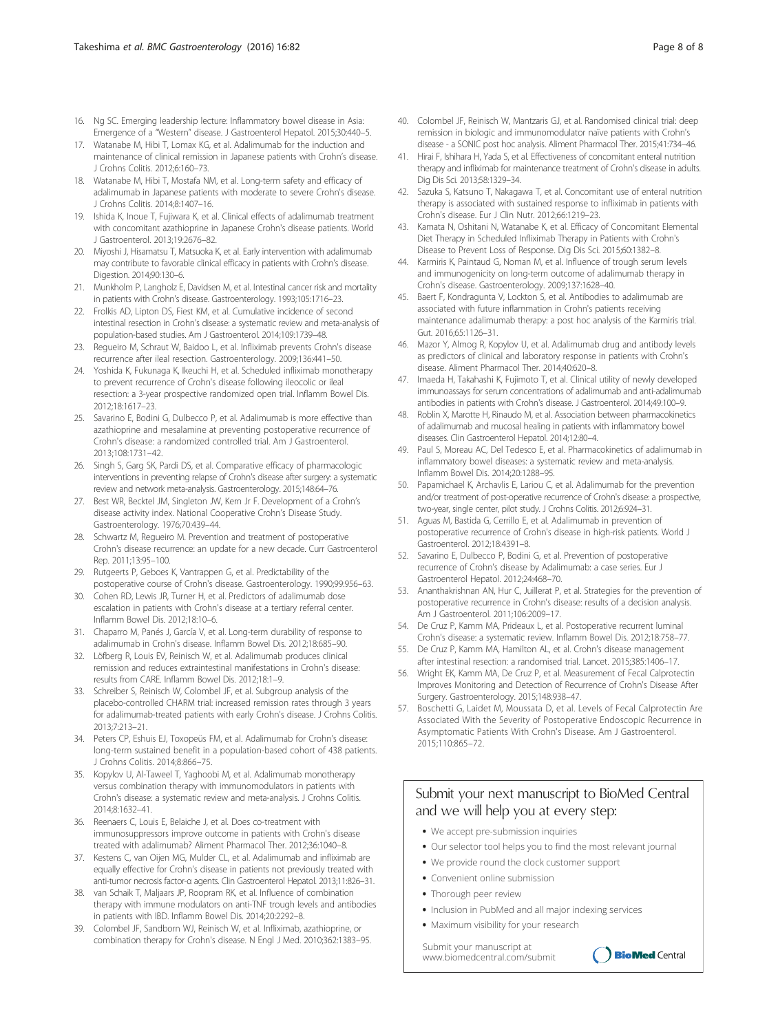16. Ng SC. Emerging leadership lecture: Inflammatory bowel disease in Asia: Emergence of a "Western" disease. J Gastroenterol Hepatol. 2015;30:440–5.
17. Watanabe M, Hibi T, Lomax KG, et al. Adalimumab for the induction and maintenance of clinical remission in Japanese patients with Crohn's disease. J Crohns Colitis. 2012;6:160–73.
18. Watanabe M, Hibi T, Mostafa NM, et al. Long-term safety and efficacy of adalimumab in Japanese patients with moderate to severe Crohn's disease. J Crohns Colitis. 2014;8:1407–16.
19. Ishida K, Inoue T, Fujiwara K, et al. Clinical effects of adalimumab treatment with concomitant azathioprine in Japanese Crohn's disease patients. World J Gastroenterol. 2013;19:2676–82.
20. Miyoshi J, Hisamatsu T, Matsuoka K, et al. Early intervention with adalimumab may contribute to favorable clinical efficacy in patients with Crohn's disease. Digestion. 2014;90:130–6.
21. Munkholm P, Langholz E, Davidsen M, et al. Intestinal cancer risk and mortality in patients with Crohn's disease. Gastroenterology. 1993;105:1716–23.
22. Frolkis AD, Lipton DS, Fiest KM, et al. Cumulative incidence of second intestinal resection in Crohn's disease: a systematic review and meta-analysis of population-based studies. Am J Gastroenterol. 2014;109:1739–48.
23. Regueiro M, Schraut W, Baidoo L, et al. Infliximab prevents Crohn's disease recurrence after ileal resection. Gastroenterology. 2009;136:441–50.
24. Yoshida K, Fukunaga K, Ikeuchi H, et al. Scheduled infliximab monotherapy to prevent recurrence of Crohn's disease following ileocolic or ileal resection: a 3-year prospective randomized open trial. Inflamm Bowel Dis. 2012;18:1617–23.
25. Savarino E, Bodini G, Dulbecco P, et al. Adalimumab is more effective than azathioprine and mesalamine at preventing postoperative recurrence of Crohn's disease: a randomized controlled trial. Am J Gastroenterol. 2013;108:1731–42.
26. Singh S, Garg SK, Pardi DS, et al. Comparative efficacy of pharmacologic interventions in preventing relapse of Crohn's disease after surgery: a systematic review and network meta-analysis. Gastroenterology. 2015;148:64–76.
27. Best WR, Becktel JM, Singleton JW, Kern Jr F. Development of a Crohn's disease activity index. National Cooperative Crohn's Disease Study. Gastroenterology. 1976;70:439–44.
28. Schwartz M, Regueiro M. Prevention and treatment of postoperative Crohn's disease recurrence: an update for a new decade. Curr Gastroenterol Rep. 2011;13:95–100.
29. Rutgeerts P, Geboes K, Vantrappen G, et al. Predictability of the postoperative course of Crohn's disease. Gastroenterology. 1990;99:956–63.
30. Cohen RD, Lewis JR, Turner H, et al. Predictors of adalimumab dose escalation in patients with Crohn's disease at a tertiary referral center. Inflamm Bowel Dis. 2012;18:10–6.
31. Chaparro M, Panés J, García V, et al. Long-term durability of response to adalimumab in Crohn's disease. Inflamm Bowel Dis. 2012;18:685–90.
32. Löfberg R, Louis EV, Reinisch W, et al. Adalimumab produces clinical remission and reduces extraintestinal manifestations in Crohn's disease: results from CARE. Inflamm Bowel Dis. 2012;18:1–9.
33. Schreiber S, Reinisch W, Colombel JF, et al. Subgroup analysis of the placebo-controlled CHARM trial: increased remission rates through 3 years for adalimumab-treated patients with early Crohn's disease. J Crohns Colitis. 2013;7:213–21.
34. Peters CP, Eshuis EJ, Toxopeüs FM, et al. Adalimumab for Crohn's disease: long-term sustained benefit in a population-based cohort of 438 patients. J Crohns Colitis. 2014;8:866–75.
35. Kopylov U, Al-Taweel T, Yaghoobi M, et al. Adalimumab monotherapy versus combination therapy with immunomodulators in patients with Crohn's disease: a systematic review and meta-analysis. J Crohns Colitis. 2014;8:1632–41.
36. Reenaers C, Louis E, Belaiche J, et al. Does co-treatment with immunosuppressors improve outcome in patients with Crohn's disease treated with adalimumab? Aliment Pharmacol Ther. 2012;36:1040–8.
37. Kestens C, van Oijen MG, Mulder CL, et al. Adalimumab and infliximab are equally effective for Crohn's disease in patients not previously treated with anti-tumor necrosis factor-α agents. Clin Gastroenterol Hepatol. 2013;11:826–31.
38. van Schaik T, Maljaars JP, Roopram RK, et al. Influence of combination therapy with immune modulators on anti-TNF trough levels and antibodies in patients with IBD. Inflamm Bowel Dis. 2014;20:2292–8.
39. Colombel JF, Sandborn WJ, Reinisch W, et al. Infliximab, azathioprine, or combination therapy for Crohn's disease. N Engl J Med. 2010;362:1383–95.
40. Colombel JF, Reinisch W, Mantzaris GJ, et al. Randomised clinical trial: deep remission in biologic and immunomodulator naïve patients with Crohn's disease - a SONIC post hoc analysis. Aliment Pharmacol Ther. 2015;41:734–46.
41. Hirai F, Ishihara H, Yada S, et al. Effectiveness of concomitant enteral nutrition therapy and infliximab for maintenance treatment of Crohn's disease in adults. Dig Dis Sci. 2013;58:1329–34.
42. Sazuka S, Katsuno T, Nakagawa T, et al. Concomitant use of enteral nutrition therapy is associated with sustained response to infliximab in patients with Crohn's disease. Eur J Clin Nutr. 2012;66:1219–23.
43. Kamata N, Oshitani N, Watanabe K, et al. Efficacy of Concomitant Elemental Diet Therapy in Scheduled Infliximab Therapy in Patients with Crohn's Disease to Prevent Loss of Response. Dig Dis Sci. 2015;60:1382–8.
44. Karmiris K, Paintaud G, Noman M, et al. Influence of trough serum levels and immunogenicity on long-term outcome of adalimumab therapy in Crohn's disease. Gastroenterology. 2009;137:1628–40.
45. Baert F, Kondragunta V, Lockton S, et al. Antibodies to adalimumab are associated with future inflammation in Crohn's patients receiving maintenance adalimumab therapy: a post hoc analysis of the Karmiris trial. Gut. 2016;65:1126–31.
46. Mazor Y, Almog R, Kopylov U, et al. Adalimumab drug and antibody levels as predictors of clinical and laboratory response in patients with Crohn's disease. Aliment Pharmacol Ther. 2014;40:620–8.
47. Imaeda H, Takahashi K, Fujimoto T, et al. Clinical utility of newly developed immunoassays for serum concentrations of adalimumab and anti-adalimumab antibodies in patients with Crohn's disease. J Gastroenterol. 2014;49:100–9.
48. Roblin X, Marotte H, Rinaudo M, et al. Association between pharmacokinetics of adalimumab and mucosal healing in patients with inflammatory bowel diseases. Clin Gastroenterol Hepatol. 2014;12:80–4.
49. Paul S, Moreau AC, Del Tedesco E, et al. Pharmacokinetics of adalimumab in inflammatory bowel diseases: a systematic review and meta-analysis. Inflamm Bowel Dis. 2014;20:1288–95.
50. Papamichael K, Archavlis E, Lariou C, et al. Adalimumab for the prevention and/or treatment of post-operative recurrence of Crohn's disease: a prospective, two-year, single center, pilot study. J Crohns Colitis. 2012;6:924–31.
51. Aguas M, Bastida G, Cerrillo E, et al. Adalimumab in prevention of postoperative recurrence of Crohn's disease in high-risk patients. World J Gastroenterol. 2012;18:4391–8.
52. Savarino E, Dulbecco P, Bodini G, et al. Prevention of postoperative recurrence of Crohn's disease by Adalimumab: a case series. Eur J Gastroenterol Hepatol. 2012;24:468–70.
53. Ananthakrishnan AN, Hur C, Juillerat P, et al. Strategies for the prevention of postoperative recurrence in Crohn's disease: results of a decision analysis. Am J Gastroenterol. 2011;106:2009–17.
54. De Cruz P, Kamm MA, Prideaux L, et al. Postoperative recurrent luminal Crohn's disease: a systematic review. Inflamm Bowel Dis. 2012;18:758–77.
55. De Cruz P, Kamm MA, Hamilton AL, et al. Crohn's disease management after intestinal resection: a randomised trial. Lancet. 2015;385:1406–17.
56. Wright EK, Kamm MA, De Cruz P, et al. Measurement of Fecal Calprotectin Improves Monitoring and Detection of Recurrence of Crohn's Disease After Surgery. Gastroenterology. 2015;148:938–47.
57. Boschetti G, Laidet M, Moussata D, et al. Levels of Fecal Calprotectin Are Associated With the Severity of Postoperative Endoscopic Recurrence in Asymptomatic Patients With Crohn's Disease. Am J Gastroenterol. 2015;110:865–72.

## Submit your next manuscript to BioMed Central and we will help you at every step:

- We accept pre-submission inquiries
- Our selector tool helps you to find the most relevant journal
- We provide round the clock customer support
- Convenient online submission
- Thorough peer review
- Inclusion in PubMed and all major indexing services
- Maximum visibility for your research

Submit your manuscript at
www.biomedcentral.com/submit

BioMed Central